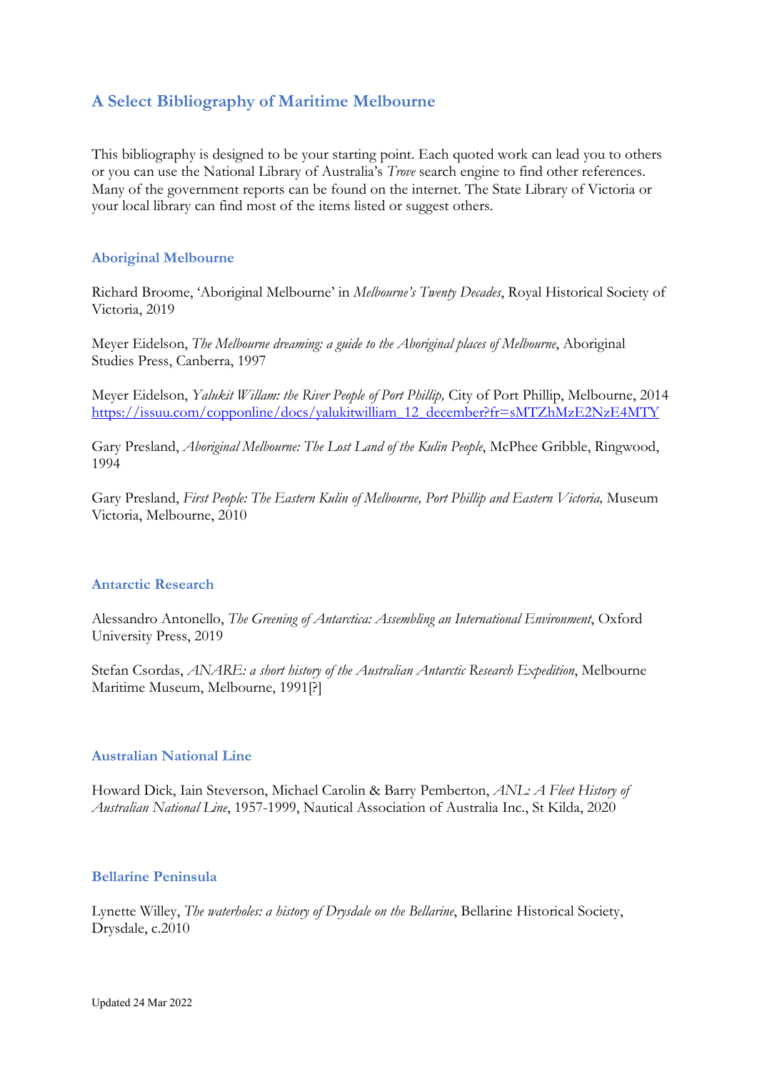# A Select Bibliography of Maritime Melbourne

This bibliography is designed to be your starting point. Each quoted work can lead you to others or you can use the National Library of Australia's *Trove* search engine to find other references. Many of the government reports can be found on the internet. The State Library of Victoria or your local library can find most of the items listed or suggest others.

## Aboriginal Melbourne

Richard Broome, 'Aboriginal Melbourne' in *Melbourne's Twenty Decades*, Royal Historical Society of Victoria, 2019

Meyer Eidelson, *The Melbourne dreaming: a guide to the Aboriginal places of Melbourne*, Aboriginal Studies Press, Canberra, 1997

Meyer Eidelson, *Yalukit Willam: the River People of Port Phillip,* City of Port Phillip, Melbourne, 2014 https://issuu.com/copponline/docs/yalukitwilliam_12_december?fr=sMTZhMzE2NzE4MTY

Gary Presland, *Aboriginal Melbourne: The Lost Land of the Kulin People*, McPhee Gribble, Ringwood, 1994

Gary Presland, *First People: The Eastern Kulin of Melbourne, Port Phillip and Eastern Victoria,* Museum Victoria, Melbourne, 2010

## Antarctic Research

Alessandro Antonello, *The Greening of Antarctica: Assembling an International Environment*, Oxford University Press, 2019

Stefan Csordas, *ANARE: a short history of the Australian Antarctic Research Expedition*, Melbourne Maritime Museum, Melbourne, 1991[?]

## Australian National Line

Howard Dick, Iain Steverson, Michael Carolin & Barry Pemberton, *ANL: A Fleet History of Australian National Line*, 1957-1999, Nautical Association of Australia Inc., St Kilda, 2020

## Bellarine Peninsula

Lynette Willey, *The waterholes: a history of Drysdale on the Bellarine*, Bellarine Historical Society, Drysdale, c.2010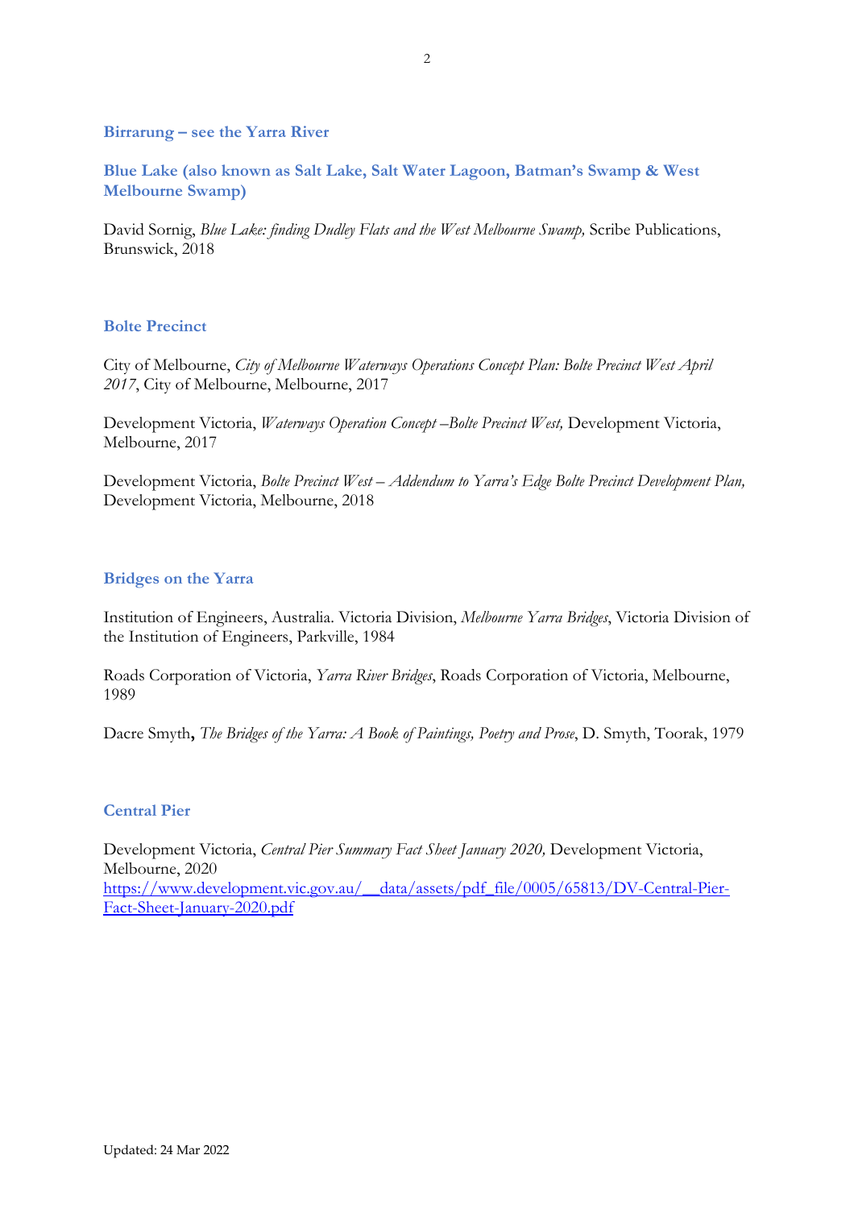### Birrarung – see the Yarra River

### Blue Lake (also known as Salt Lake, Salt Water Lagoon, Batman's Swamp & West Melbourne Swamp)

David Sornig, *Blue Lake: finding Dudley Flats and the West Melbourne Swamp,* Scribe Publications, Brunswick, 2018

### Bolte Precinct

City of Melbourne, *City of Melbourne Waterways Operations Concept Plan: Bolte Precinct West April 2017*, City of Melbourne, Melbourne, 2017

Development Victoria, *Waterways Operation Concept –Bolte Precinct West,* Development Victoria, Melbourne, 2017

Development Victoria, *Bolte Precinct West – Addendum to Yarra's Edge Bolte Precinct Development Plan,* Development Victoria, Melbourne, 2018

### Bridges on the Yarra

Institution of Engineers, Australia. Victoria Division, *Melbourne Yarra Bridges*, Victoria Division of the Institution of Engineers, Parkville, 1984

Roads Corporation of Victoria, *Yarra River Bridges*, Roads Corporation of Victoria, Melbourne, 1989

Dacre Smyth**,** *The Bridges of the Yarra: A Book of Paintings, Poetry and Prose*, D. Smyth, Toorak, 1979

### Central Pier

Development Victoria, *Central Pier Summary Fact Sheet January 2020,* Development Victoria, Melbourne, 2020
https://www.development.vic.gov.au/__data/assets/pdf_file/0005/65813/DV-Central-Pier-Fact-Sheet-January-2020.pdf

Updated: 24 Mar 2022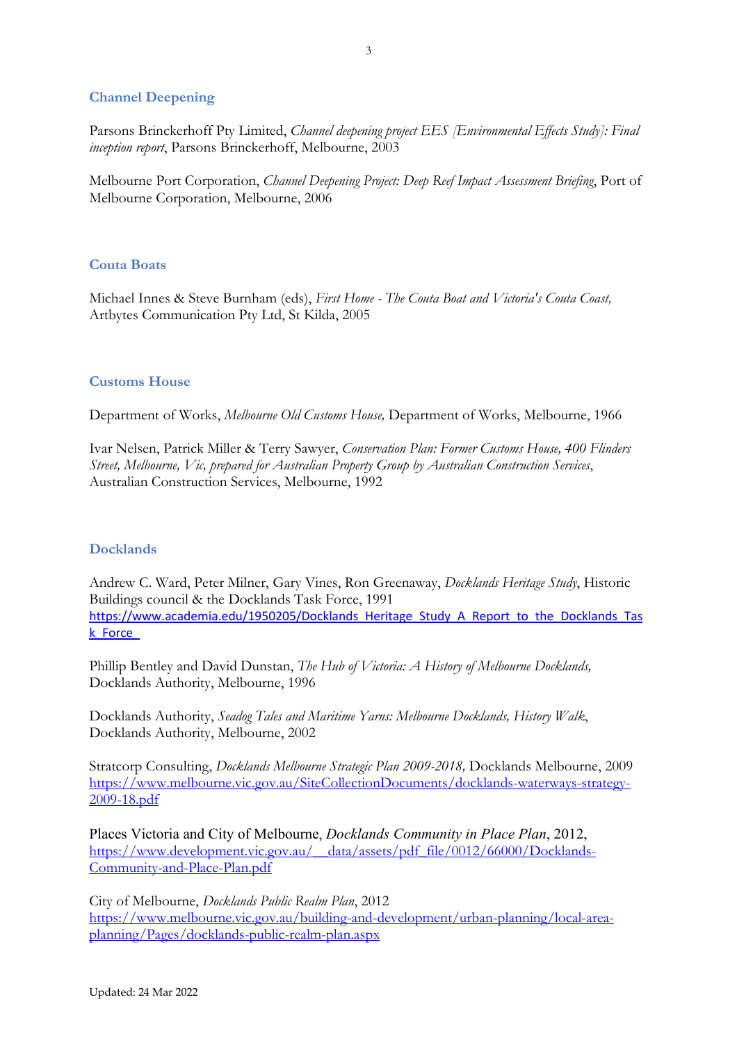## Channel Deepening

Parsons Brinckerhoff Pty Limited, *Channel deepening project EES [Environmental Effects Study]: Final inception report*, Parsons Brinckerhoff, Melbourne, 2003

Melbourne Port Corporation, *Channel Deepening Project: Deep Reef Impact Assessment Briefing*, Port of Melbourne Corporation, Melbourne, 2006

## Couta Boats

Michael Innes & Steve Burnham (eds), *First Home - The Couta Boat and Victoria's Couta Coast,* Artbytes Communication Pty Ltd, St Kilda, 2005

## Customs House

Department of Works, *Melbourne Old Customs House,* Department of Works, Melbourne, 1966

Ivar Nelsen, Patrick Miller & Terry Sawyer, *Conservation Plan: Former Customs House, 400 Flinders Street, Melbourne, Vic, prepared for Australian Property Group by Australian Construction Services*, Australian Construction Services, Melbourne, 1992

## Docklands

Andrew C. Ward, Peter Milner, Gary Vines, Ron Greenaway, *Docklands Heritage Study*, Historic Buildings council & the Docklands Task Force, 1991
https://www.academia.edu/1950205/Docklands_Heritage_Study_A_Report_to_the_Docklands_Task_Force_

Phillip Bentley and David Dunstan, *The Hub of Victoria: A History of Melbourne Docklands,* Docklands Authority, Melbourne, 1996

Docklands Authority, *Seadog Tales and Maritime Yarns: Melbourne Docklands, History Walk*, Docklands Authority, Melbourne, 2002

Stratcorp Consulting, *Docklands Melbourne Strategic Plan 2009-2018,* Docklands Melbourne, 2009
https://www.melbourne.vic.gov.au/SiteCollectionDocuments/docklands-waterways-strategy-2009-18.pdf

Places Victoria and City of Melbourne, *Docklands Community in Place Plan*, 2012,
https://www.development.vic.gov.au/__data/assets/pdf_file/0012/66000/Docklands-Community-and-Place-Plan.pdf

City of Melbourne, *Docklands Public Realm Plan*, 2012
https://www.melbourne.vic.gov.au/building-and-development/urban-planning/local-area-planning/Pages/docklands-public-realm-plan.aspx

Updated: 24 Mar 2022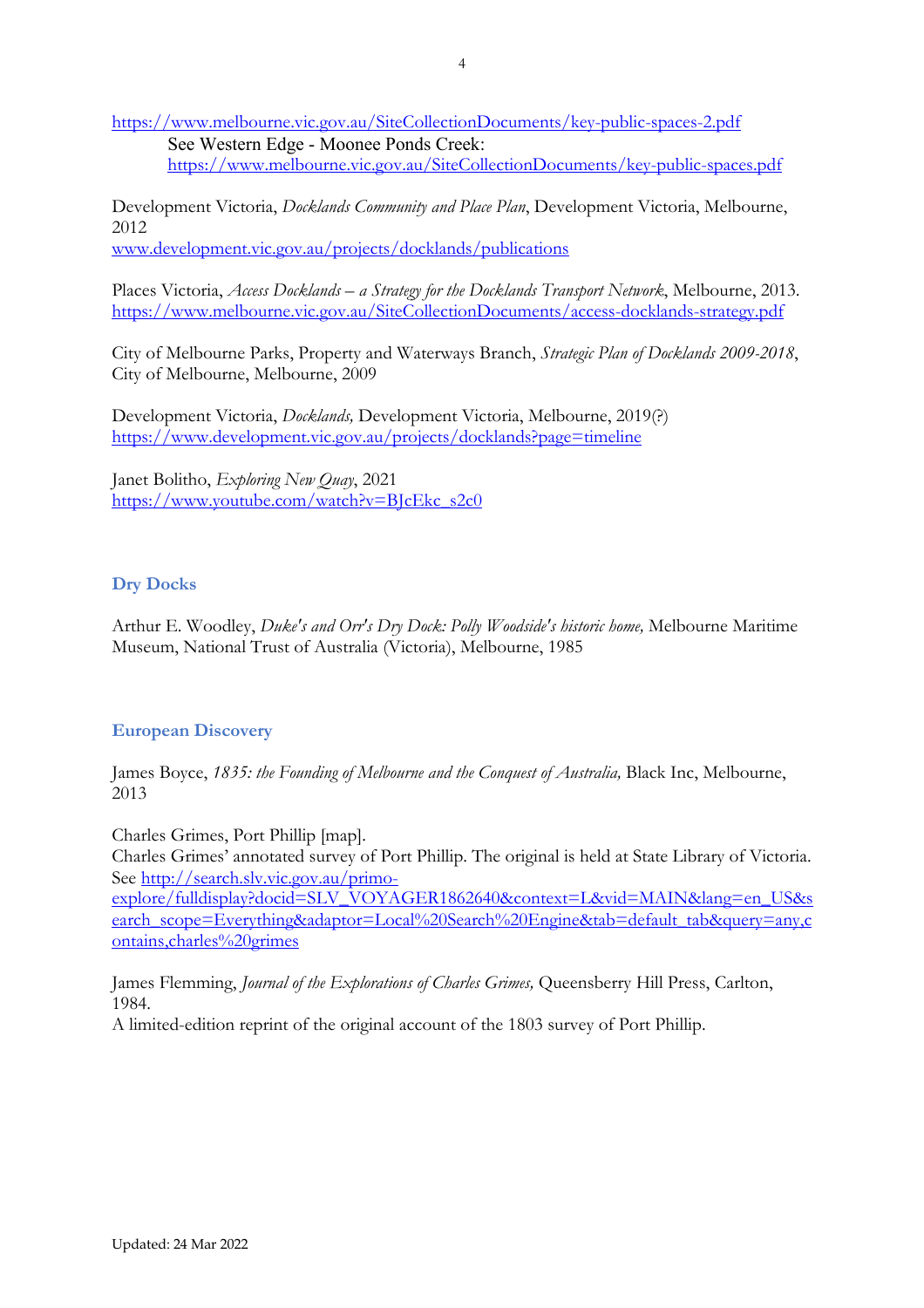https://www.melbourne.vic.gov.au/SiteCollectionDocuments/key-public-spaces-2.pdf

See Western Edge - Moonee Ponds Creek:
https://www.melbourne.vic.gov.au/SiteCollectionDocuments/key-public-spaces.pdf

Development Victoria, *Docklands Community and Place Plan*, Development Victoria, Melbourne, 2012
www.development.vic.gov.au/projects/docklands/publications

Places Victoria, *Access Docklands – a Strategy for the Docklands Transport Network*, Melbourne, 2013.
https://www.melbourne.vic.gov.au/SiteCollectionDocuments/access-docklands-strategy.pdf

City of Melbourne Parks, Property and Waterways Branch, *Strategic Plan of Docklands 2009-2018*, City of Melbourne, Melbourne, 2009

Development Victoria, *Docklands,* Development Victoria, Melbourne, 2019(?)
https://www.development.vic.gov.au/projects/docklands?page=timeline

Janet Bolitho, *Exploring New Quay*, 2021
https://www.youtube.com/watch?v=BJcEkc_s2c0

## Dry Docks

Arthur E. Woodley, *Duke's and Orr's Dry Dock: Polly Woodside's historic home,* Melbourne Maritime Museum, National Trust of Australia (Victoria), Melbourne, 1985

## European Discovery

James Boyce, *1835: the Founding of Melbourne and the Conquest of Australia,* Black Inc, Melbourne, 2013

Charles Grimes, Port Phillip [map].
Charles Grimes' annotated survey of Port Phillip. The original is held at State Library of Victoria. See http://search.slv.vic.gov.au/primo-explore/fulldisplay?docid=SLV_VOYAGER1862640&context=L&vid=MAIN&lang=en_US&search_scope=Everything&adaptor=Local%20Search%20Engine&tab=default_tab&query=any,contains,charles%20grimes

James Flemming, *Journal of the Explorations of Charles Grimes,* Queensberry Hill Press, Carlton, 1984.
A limited-edition reprint of the original account of the 1803 survey of Port Phillip.

Updated: 24 Mar 2022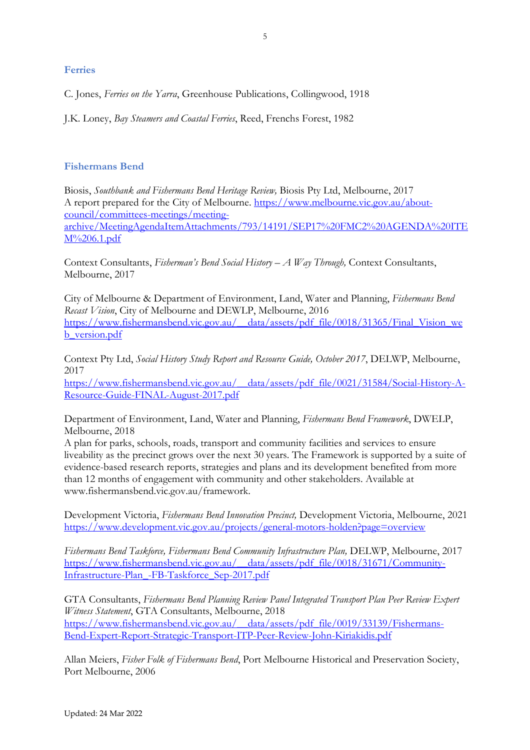## Ferries

C. Jones, *Ferries on the Yarra*, Greenhouse Publications, Collingwood, 1918

J.K. Loney, *Bay Steamers and Coastal Ferries*, Reed, Frenchs Forest, 1982

## Fishermans Bend

Biosis, *Southbank and Fishermans Bend Heritage Review,* Biosis Pty Ltd, Melbourne, 2017
A report prepared for the City of Melbourne. https://www.melbourne.vic.gov.au/about-council/committees-meetings/meeting-archive/MeetingAgendaItemAttachments/793/14191/SEP17%20FMC2%20AGENDA%20ITEM%206.1.pdf

Context Consultants, *Fisherman's Bend Social History – A Way Through,* Context Consultants, Melbourne, 2017

City of Melbourne & Department of Environment, Land, Water and Planning, *Fishermans Bend Recast Vision*, City of Melbourne and DEWLP, Melbourne, 2016
https://www.fishermansbend.vic.gov.au/__data/assets/pdf_file/0018/31365/Final_Vision_web_version.pdf

Context Pty Ltd, *Social History Study Report and Resource Guide, October 2017*, DELWP, Melbourne, 2017
https://www.fishermansbend.vic.gov.au/__data/assets/pdf_file/0021/31584/Social-History-A-Resource-Guide-FINAL-August-2017.pdf

Department of Environment, Land, Water and Planning, *Fishermans Bend Framework*, DWELP, Melbourne, 2018
A plan for parks, schools, roads, transport and community facilities and services to ensure liveability as the precinct grows over the next 30 years. The Framework is supported by a suite of evidence-based research reports, strategies and plans and its development benefited from more than 12 months of engagement with community and other stakeholders. Available at www.fishermansbend.vic.gov.au/framework.

Development Victoria, *Fishermans Bend Innovation Precinct,* Development Victoria, Melbourne, 2021
https://www.development.vic.gov.au/projects/general-motors-holden?page=overview

*Fishermans Bend Taskforce, Fishermans Bend Community Infrastructure Plan,* DELWP, Melbourne, 2017
https://www.fishermansbend.vic.gov.au/__data/assets/pdf_file/0018/31671/Community-Infrastructure-Plan_-FB-Taskforce_Sep-2017.pdf

GTA Consultants, *Fishermans Bend Planning Review Panel Integrated Transport Plan Peer Review Expert Witness Statement*, GTA Consultants, Melbourne, 2018
https://www.fishermansbend.vic.gov.au/__data/assets/pdf_file/0019/33139/Fishermans-Bend-Expert-Report-Strategic-Transport-ITP-Peer-Review-John-Kiriakidis.pdf

Allan Meiers, *Fisher Folk of Fishermans Bend*, Port Melbourne Historical and Preservation Society, Port Melbourne, 2006

Updated: 24 Mar 2022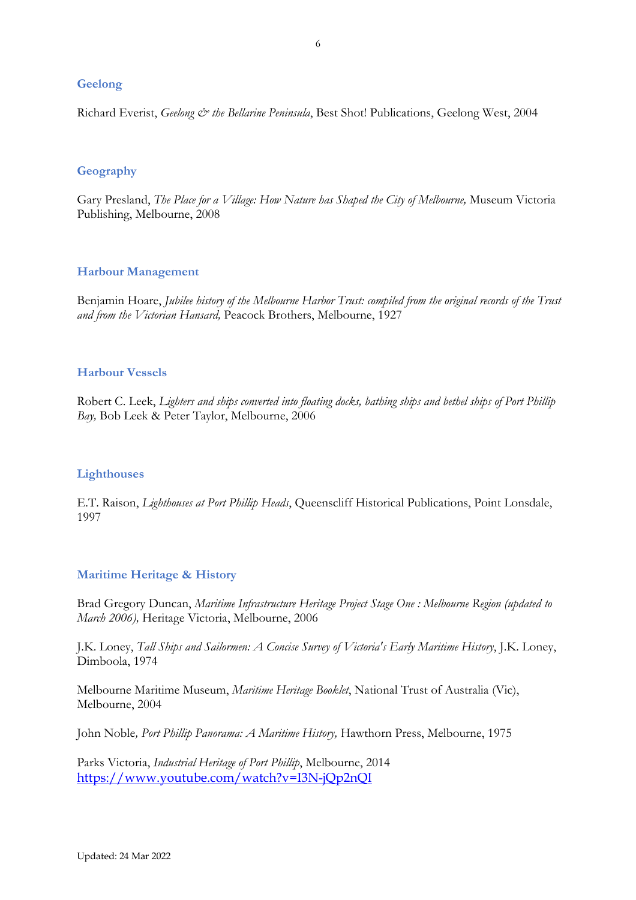## Geelong

Richard Everist, *Geelong & the Bellarine Peninsula*, Best Shot! Publications, Geelong West, 2004

## Geography

Gary Presland, *The Place for a Village: How Nature has Shaped the City of Melbourne,* Museum Victoria Publishing, Melbourne, 2008

## Harbour Management

Benjamin Hoare, *Jubilee history of the Melbourne Harbor Trust: compiled from the original records of the Trust and from the Victorian Hansard,* Peacock Brothers, Melbourne, 1927

## Harbour Vessels

Robert C. Leek, *Lighters and ships converted into floating docks, bathing ships and bethel ships of Port Phillip Bay,* Bob Leek & Peter Taylor, Melbourne, 2006

## Lighthouses

E.T. Raison, *Lighthouses at Port Phillip Heads*, Queenscliff Historical Publications, Point Lonsdale, 1997

## Maritime Heritage & History

Brad Gregory Duncan, *Maritime Infrastructure Heritage Project Stage One : Melbourne Region (updated to March 2006),* Heritage Victoria, Melbourne, 2006

J.K. Loney, *Tall Ships and Sailormen: A Concise Survey of Victoria's Early Maritime History*, J.K. Loney, Dimboola, 1974

Melbourne Maritime Museum, *Maritime Heritage Booklet*, National Trust of Australia (Vic), Melbourne, 2004

John Noble*, Port Phillip Panorama: A Maritime History,* Hawthorn Press, Melbourne, 1975

Parks Victoria, *Industrial Heritage of Port Phillip*, Melbourne, 2014
https://www.youtube.com/watch?v=I3N-jQp2nQI

Updated: 24 Mar 2022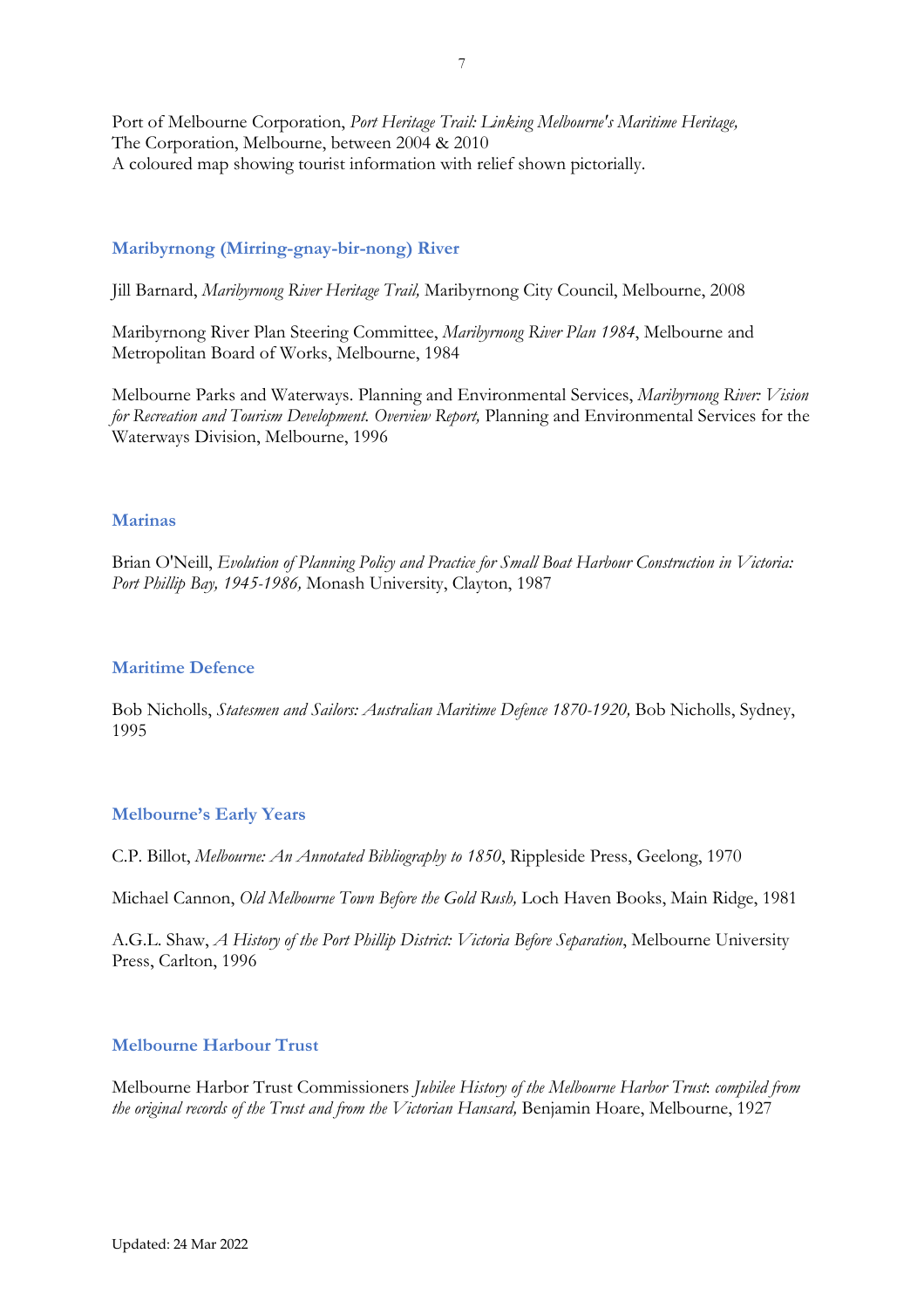Port of Melbourne Corporation, *Port Heritage Trail: Linking Melbourne's Maritime Heritage,* The Corporation, Melbourne, between 2004 & 2010
A coloured map showing tourist information with relief shown pictorially.

## Maribyrnong (Mirring-gnay-bir-nong) River

Jill Barnard, *Maribyrnong River Heritage Trail,* Maribyrnong City Council, Melbourne, 2008

Maribyrnong River Plan Steering Committee, *Maribyrnong River Plan 1984*, Melbourne and Metropolitan Board of Works, Melbourne, 1984

Melbourne Parks and Waterways. Planning and Environmental Services, *Maribyrnong River: Vision for Recreation and Tourism Development. Overview Report,* Planning and Environmental Services for the Waterways Division, Melbourne, 1996

## Marinas

Brian O'Neill, *Evolution of Planning Policy and Practice for Small Boat Harbour Construction in Victoria: Port Phillip Bay, 1945-1986,* Monash University, Clayton, 1987

## Maritime Defence

Bob Nicholls, *Statesmen and Sailors: Australian Maritime Defence 1870-1920,* Bob Nicholls, Sydney, 1995

## Melbourne's Early Years

C.P. Billot, *Melbourne: An Annotated Bibliography to 1850*, Rippleside Press, Geelong, 1970

Michael Cannon, *Old Melbourne Town Before the Gold Rush,* Loch Haven Books, Main Ridge, 1981

A.G.L. Shaw, *A History of the Port Phillip District: Victoria Before Separation*, Melbourne University Press, Carlton, 1996

## Melbourne Harbour Trust

Melbourne Harbor Trust Commissioners *Jubilee History of the Melbourne Harbor Trust: compiled from the original records of the Trust and from the Victorian Hansard,* Benjamin Hoare, Melbourne, 1927

Updated: 24 Mar 2022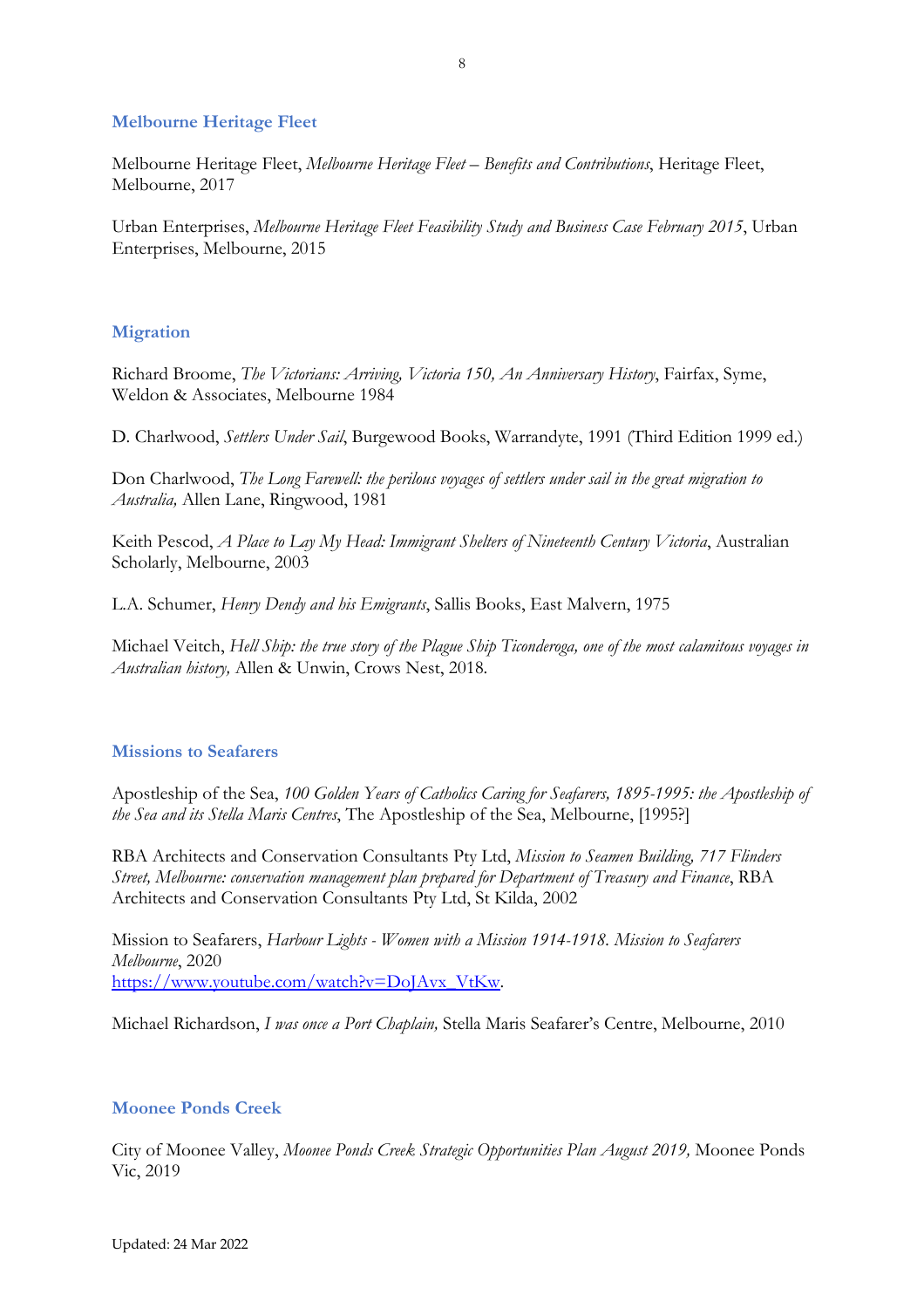## Melbourne Heritage Fleet

Melbourne Heritage Fleet, *Melbourne Heritage Fleet – Benefits and Contributions*, Heritage Fleet, Melbourne, 2017

Urban Enterprises, *Melbourne Heritage Fleet Feasibility Study and Business Case February 2015*, Urban Enterprises, Melbourne, 2015

## Migration

Richard Broome, *The Victorians: Arriving, Victoria 150, An Anniversary History*, Fairfax, Syme, Weldon & Associates, Melbourne 1984

D. Charlwood, *Settlers Under Sail*, Burgewood Books, Warrandyte, 1991 (Third Edition 1999 ed.)

Don Charlwood, *The Long Farewell: the perilous voyages of settlers under sail in the great migration to Australia,* Allen Lane, Ringwood, 1981

Keith Pescod, *A Place to Lay My Head: Immigrant Shelters of Nineteenth Century Victoria*, Australian Scholarly, Melbourne, 2003

L.A. Schumer, *Henry Dendy and his Emigrants*, Sallis Books, East Malvern, 1975

Michael Veitch, *Hell Ship: the true story of the Plague Ship Ticonderoga, one of the most calamitous voyages in Australian history,* Allen & Unwin, Crows Nest, 2018.

## Missions to Seafarers

Apostleship of the Sea, *100 Golden Years of Catholics Caring for Seafarers, 1895-1995: the Apostleship of the Sea and its Stella Maris Centres*, The Apostleship of the Sea, Melbourne, [1995?]

RBA Architects and Conservation Consultants Pty Ltd, *Mission to Seamen Building, 717 Flinders Street, Melbourne: conservation management plan prepared for Department of Treasury and Finance*, RBA Architects and Conservation Consultants Pty Ltd, St Kilda, 2002

Mission to Seafarers, *Harbour Lights - Women with a Mission 1914-1918. Mission to Seafarers Melbourne*, 2020
[https://www.youtube.com/watch?v=DoJAvx_VtKw](https://www.youtube.com/watch?v=DoJAvx_VtKw).

Michael Richardson, *I was once a Port Chaplain,* Stella Maris Seafarer's Centre, Melbourne, 2010

## Moonee Ponds Creek

City of Moonee Valley, *Moonee Ponds Creek Strategic Opportunities Plan August 2019,* Moonee Ponds Vic, 2019

Updated: 24 Mar 2022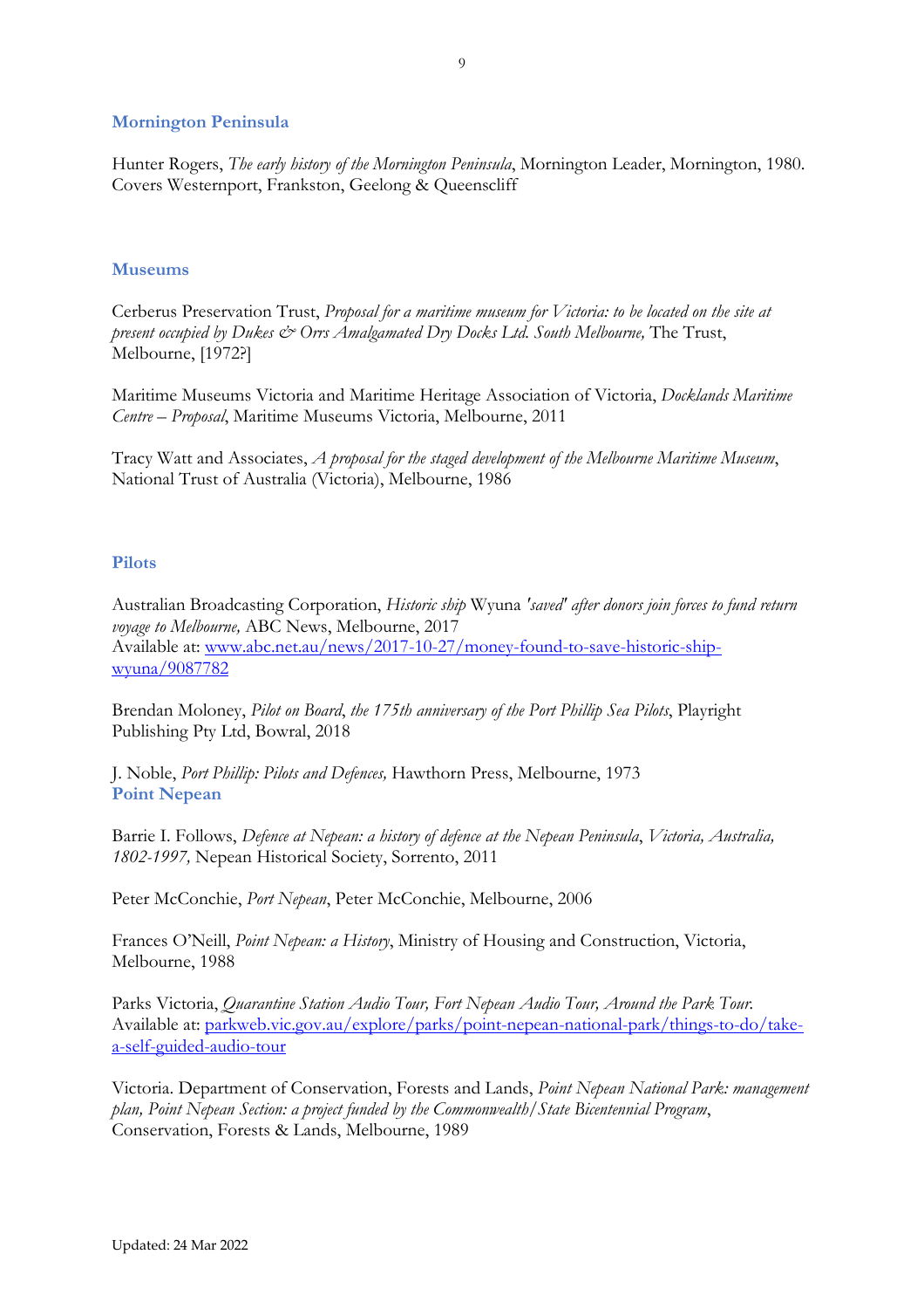## Mornington Peninsula

Hunter Rogers, *The early history of the Mornington Peninsula*, Mornington Leader, Mornington, 1980. Covers Westernport, Frankston, Geelong & Queenscliff

## Museums

Cerberus Preservation Trust, *Proposal for a maritime museum for Victoria: to be located on the site at present occupied by Dukes & Orrs Amalgamated Dry Docks Ltd. South Melbourne,* The Trust, Melbourne, [1972?]

Maritime Museums Victoria and Maritime Heritage Association of Victoria, *Docklands Maritime Centre – Proposal*, Maritime Museums Victoria, Melbourne, 2011

Tracy Watt and Associates, *A proposal for the staged development of the Melbourne Maritime Museum*, National Trust of Australia (Victoria), Melbourne, 1986

## Pilots

Australian Broadcasting Corporation, *Historic ship* Wyuna *'saved' after donors join forces to fund return voyage to Melbourne,* ABC News, Melbourne, 2017
Available at: [www.abc.net.au/news/2017-10-27/money-found-to-save-historic-ship-wyuna/9087782](www.abc.net.au/news/2017-10-27/money-found-to-save-historic-ship-wyuna/9087782)

Brendan Moloney, *Pilot on Board, the 175th anniversary of the Port Phillip Sea Pilots*, Playright Publishing Pty Ltd, Bowral, 2018

J. Noble, *Port Phillip: Pilots and Defences,* Hawthorn Press, Melbourne, 1973

## Point Nepean

Barrie I. Follows, *Defence at Nepean: a history of defence at the Nepean Peninsula, Victoria, Australia, 1802-1997,* Nepean Historical Society, Sorrento, 2011

Peter McConchie, *Port Nepean*, Peter McConchie, Melbourne, 2006

Frances O'Neill, *Point Nepean: a History*, Ministry of Housing and Construction, Victoria, Melbourne, 1988

Parks Victoria, *Quarantine Station Audio Tour, Fort Nepean Audio Tour, Around the Park Tour.* Available at: [parkweb.vic.gov.au/explore/parks/point-nepean-national-park/things-to-do/take-a-self-guided-audio-tour](parkweb.vic.gov.au/explore/parks/point-nepean-national-park/things-to-do/take-a-self-guided-audio-tour)

Victoria. Department of Conservation, Forests and Lands, *Point Nepean National Park: management plan, Point Nepean Section: a project funded by the Commonwealth/State Bicentennial Program*, Conservation, Forests & Lands, Melbourne, 1989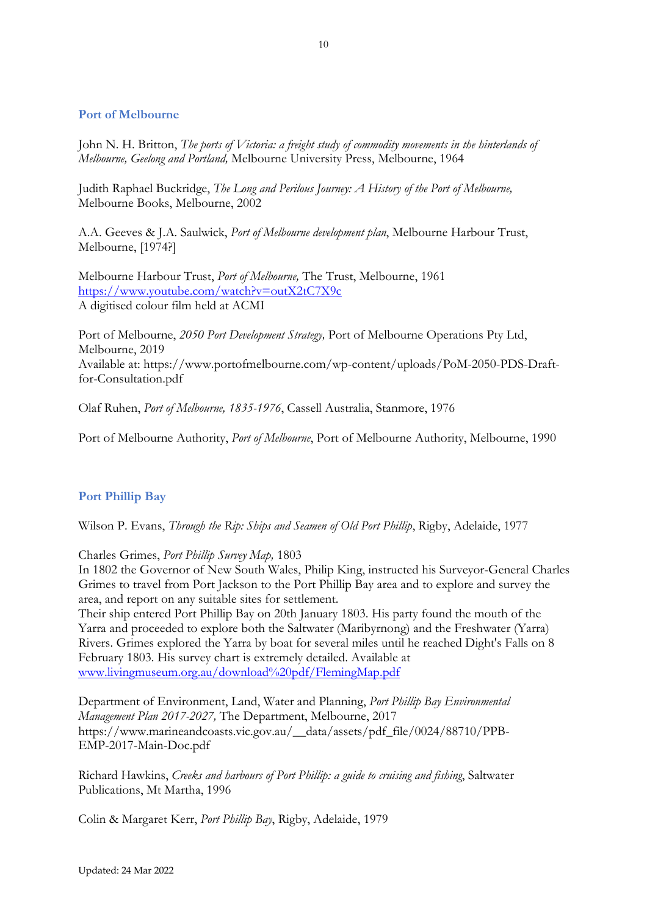## Port of Melbourne

John N. H. Britton, *The ports of Victoria: a freight study of commodity movements in the hinterlands of Melbourne, Geelong and Portland,* Melbourne University Press, Melbourne, 1964

Judith Raphael Buckridge, *The Long and Perilous Journey: A History of the Port of Melbourne,* Melbourne Books, Melbourne, 2002

A.A. Geeves & J.A. Saulwick, *Port of Melbourne development plan*, Melbourne Harbour Trust, Melbourne, [1974?]

Melbourne Harbour Trust, *Port of Melbourne,* The Trust, Melbourne, 1961
[https://www.youtube.com/watch?v=outX2tC7X9c](https://www.youtube.com/watch?v=outX2tC7X9c)
A digitised colour film held at ACMI

Port of Melbourne, *2050 Port Development Strategy,* Port of Melbourne Operations Pty Ltd, Melbourne, 2019
Available at: https://www.portofmelbourne.com/wp-content/uploads/PoM-2050-PDS-Draft-for-Consultation.pdf

Olaf Ruhen, *Port of Melbourne, 1835-1976*, Cassell Australia, Stanmore, 1976

Port of Melbourne Authority, *Port of Melbourne*, Port of Melbourne Authority, Melbourne, 1990

## Port Phillip Bay

Wilson P. Evans, *Through the Rip: Ships and Seamen of Old Port Phillip*, Rigby, Adelaide, 1977

Charles Grimes, *Port Phillip Survey Map,* 1803
In 1802 the Governor of New South Wales, Philip King, instructed his Surveyor-General Charles Grimes to travel from Port Jackson to the Port Phillip Bay area and to explore and survey the area, and report on any suitable sites for settlement.
Their ship entered Port Phillip Bay on 20th January 1803. His party found the mouth of the Yarra and proceeded to explore both the Saltwater (Maribyrnong) and the Freshwater (Yarra) Rivers. Grimes explored the Yarra by boat for several miles until he reached Dight's Falls on 8 February 1803. His survey chart is extremely detailed. Available at [www.livingmuseum.org.au/download%20pdf/FlemingMap.pdf](www.livingmuseum.org.au/download%20pdf/FlemingMap.pdf)

Department of Environment, Land, Water and Planning, *Port Phillip Bay Environmental Management Plan 2017-2027,* The Department, Melbourne, 2017
https://www.marineandcoasts.vic.gov.au/__data/assets/pdf_file/0024/88710/PPB-EMP-2017-Main-Doc.pdf

Richard Hawkins, *Creeks and harbours of Port Phillip: a guide to cruising and fishing*, Saltwater Publications, Mt Martha, 1996

Colin & Margaret Kerr, *Port Phillip Bay*, Rigby, Adelaide, 1979

Updated: 24 Mar 2022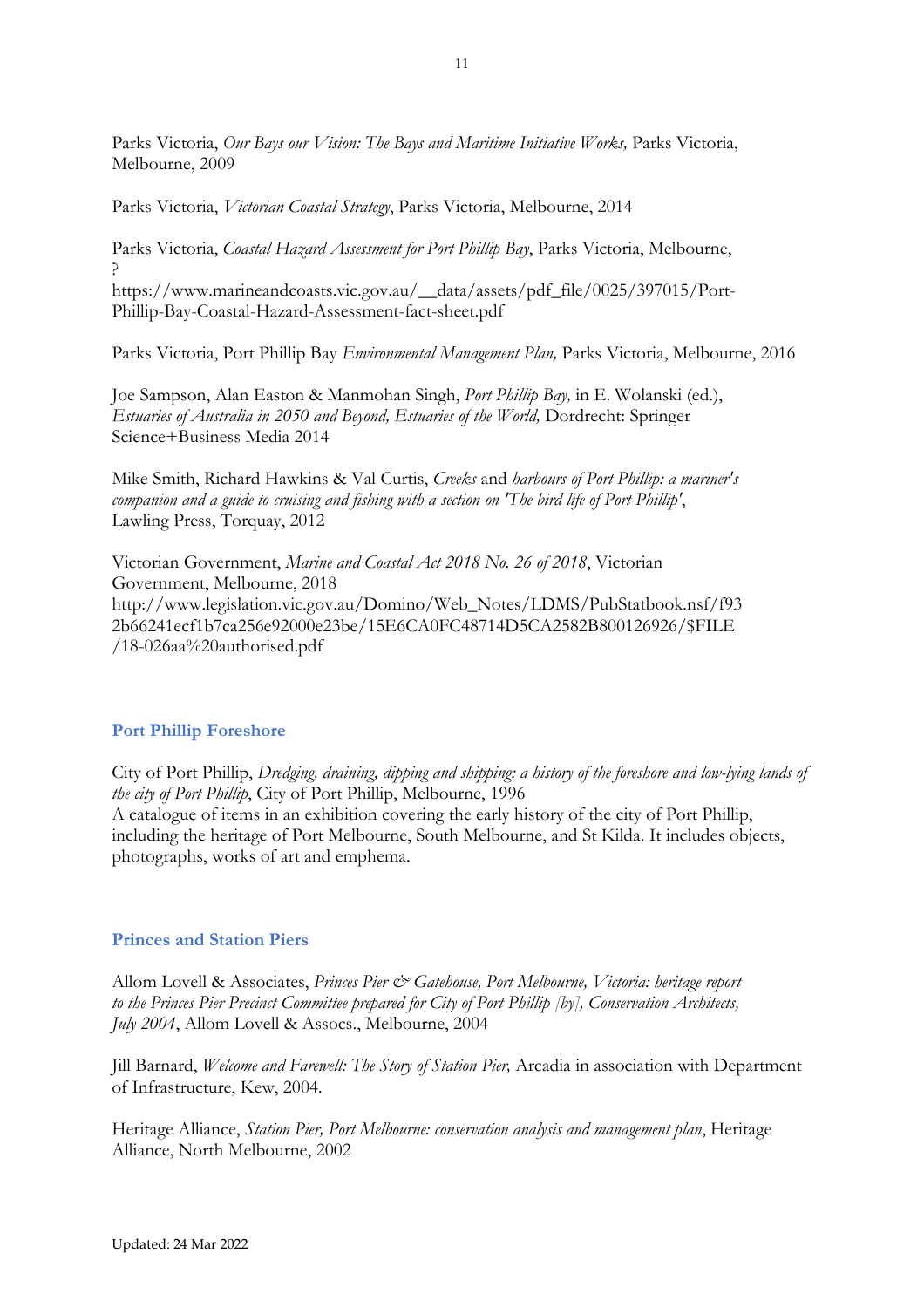Parks Victoria, *Our Bays our Vision: The Bays and Maritime Initiative Works,* Parks Victoria, Melbourne, 2009

Parks Victoria, *Victorian Coastal Strategy*, Parks Victoria, Melbourne, 2014

Parks Victoria, *Coastal Hazard Assessment for Port Phillip Bay*, Parks Victoria, Melbourne, ?
https://www.marineandcoasts.vic.gov.au/__data/assets/pdf_file/0025/397015/Port-Phillip-Bay-Coastal-Hazard-Assessment-fact-sheet.pdf

Parks Victoria, Port Phillip Bay *Environmental Management Plan,* Parks Victoria, Melbourne, 2016

Joe Sampson, Alan Easton & Manmohan Singh, *Port Phillip Bay,* in E. Wolanski (ed.), *Estuaries of Australia in 2050 and Beyond, Estuaries of the World,* Dordrecht: Springer Science+Business Media 2014

Mike Smith, Richard Hawkins & Val Curtis, *Creeks* and *harbours of Port Phillip: a mariner's companion and a guide to cruising and fishing with a section on 'The bird life of Port Phillip'*, Lawling Press, Torquay, 2012

Victorian Government, *Marine and Coastal Act 2018 No. 26 of 2018*, Victorian Government, Melbourne, 2018
http://www.legislation.vic.gov.au/Domino/Web_Notes/LDMS/PubStatbook.nsf/f932b66241ecf1b7ca256e92000e23be/15E6CA0FC48714D5CA2582B800126926/$FILE/18-026aa%20authorised.pdf

## Port Phillip Foreshore

City of Port Phillip, *Dredging, draining, dipping and shipping: a history of the foreshore and low-lying lands of the city of Port Phillip*, City of Port Phillip, Melbourne, 1996
A catalogue of items in an exhibition covering the early history of the city of Port Phillip, including the heritage of Port Melbourne, South Melbourne, and St Kilda. It includes objects, photographs, works of art and emphema.

## Princes and Station Piers

Allom Lovell & Associates, *Princes Pier & Gatehouse, Port Melbourne, Victoria: heritage report to the Princes Pier Precinct Committee prepared for City of Port Phillip [by], Conservation Architects, July 2004*, Allom Lovell & Assocs., Melbourne, 2004

Jill Barnard, *Welcome and Farewell: The Story of Station Pier,* Arcadia in association with Department of Infrastructure, Kew, 2004.

Heritage Alliance, *Station Pier, Port Melbourne: conservation analysis and management plan*, Heritage Alliance, North Melbourne, 2002

Updated: 24 Mar 2022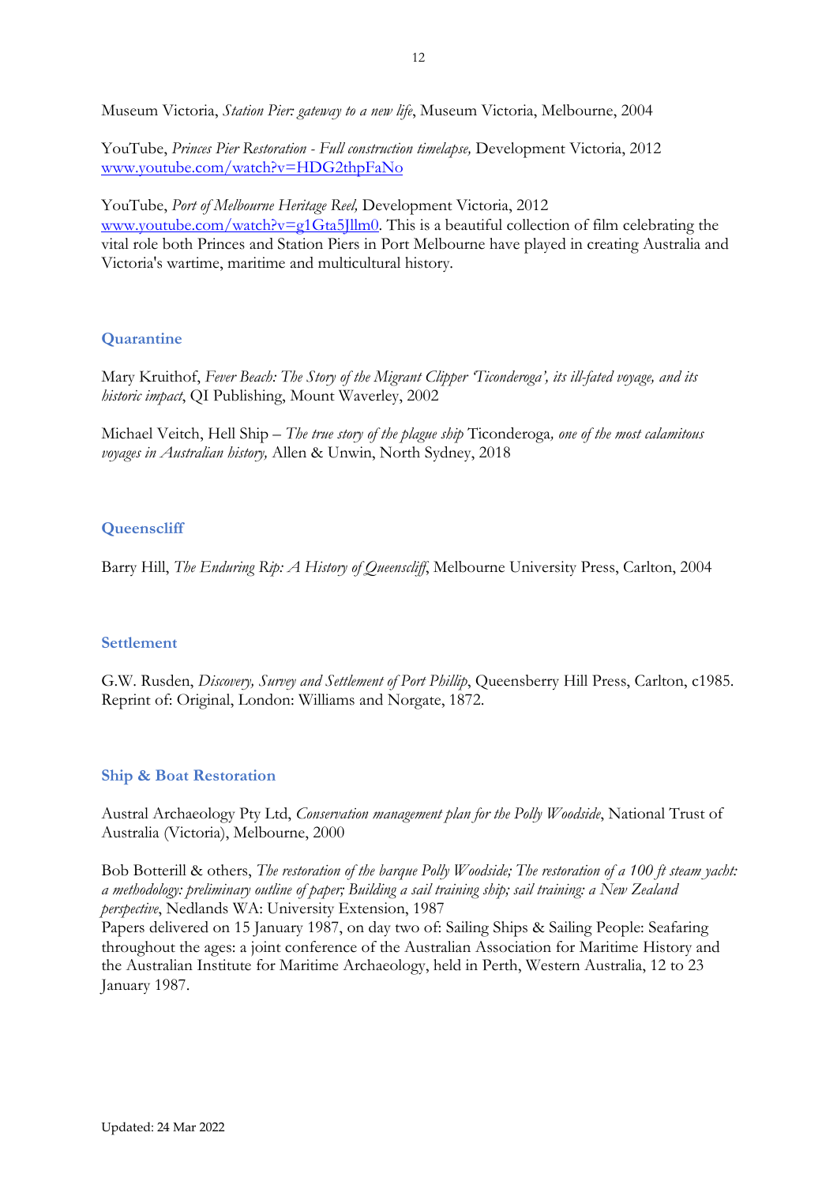Museum Victoria, *Station Pier: gateway to a new life*, Museum Victoria, Melbourne, 2004

YouTube, *Princes Pier Restoration - Full construction timelapse,* Development Victoria, 2012
[www.youtube.com/watch?v=HDG2thpFaNo](www.youtube.com/watch?v=HDG2thpFaNo)

YouTube, *Port of Melbourne Heritage Reel,* Development Victoria, 2012
[www.youtube.com/watch?v=g1Gta5Jllm0](www.youtube.com/watch?v=g1Gta5Jllm0). This is a beautiful collection of film celebrating the vital role both Princes and Station Piers in Port Melbourne have played in creating Australia and Victoria's wartime, maritime and multicultural history.

## Quarantine

Mary Kruithof, *Fever Beach: The Story of the Migrant Clipper 'Ticonderoga', its ill-fated voyage, and its historic impact*, QI Publishing, Mount Waverley, 2002

Michael Veitch, Hell Ship – *The true story of the plague ship* Ticonderoga*, one of the most calamitous voyages in Australian history,* Allen & Unwin, North Sydney, 2018

## Queenscliff

Barry Hill, *The Enduring Rip: A History of Queenscliff*, Melbourne University Press, Carlton, 2004

## Settlement

G.W. Rusden, *Discovery, Survey and Settlement of Port Phillip*, Queensberry Hill Press, Carlton, c1985. Reprint of: Original, London: Williams and Norgate, 1872.

## Ship & Boat Restoration

Austral Archaeology Pty Ltd, *Conservation management plan for the Polly Woodside*, National Trust of Australia (Victoria), Melbourne, 2000

Bob Botterill & others, *The restoration of the barque Polly Woodside; The restoration of a 100 ft steam yacht: a methodology: preliminary outline of paper; Building a sail training ship; sail training: a New Zealand perspective*, Nedlands WA: University Extension, 1987
Papers delivered on 15 January 1987, on day two of: Sailing Ships & Sailing People: Seafaring throughout the ages: a joint conference of the Australian Association for Maritime History and the Australian Institute for Maritime Archaeology, held in Perth, Western Australia, 12 to 23 January 1987.

Updated: 24 Mar 2022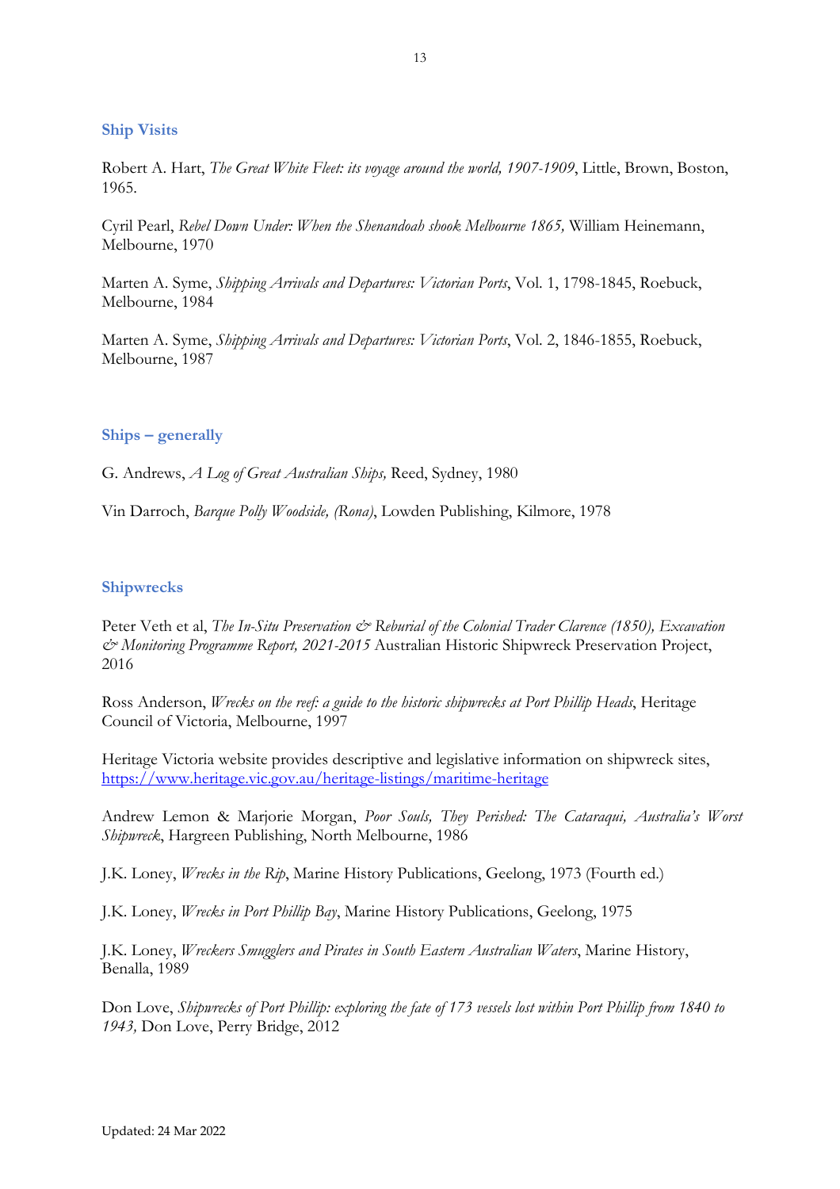## Ship Visits

Robert A. Hart, *The Great White Fleet: its voyage around the world, 1907-1909*, Little, Brown, Boston, 1965.

Cyril Pearl, *Rebel Down Under: When the Shenandoah shook Melbourne 1865,* William Heinemann, Melbourne, 1970

Marten A. Syme, *Shipping Arrivals and Departures: Victorian Ports*, Vol. 1, 1798-1845, Roebuck, Melbourne, 1984

Marten A. Syme, *Shipping Arrivals and Departures: Victorian Ports*, Vol. 2, 1846-1855, Roebuck, Melbourne, 1987

## Ships – generally

G. Andrews, *A Log of Great Australian Ships,* Reed, Sydney, 1980

Vin Darroch, *Barque Polly Woodside, (Rona)*, Lowden Publishing, Kilmore, 1978

## Shipwrecks

Peter Veth et al, *The In-Situ Preservation & Reburial of the Colonial Trader Clarence (1850), Excavation & Monitoring Programme Report, 2021-2015* Australian Historic Shipwreck Preservation Project, 2016

Ross Anderson, *Wrecks on the reef: a guide to the historic shipwrecks at Port Phillip Heads*, Heritage Council of Victoria, Melbourne, 1997

Heritage Victoria website provides descriptive and legislative information on shipwreck sites, https://www.heritage.vic.gov.au/heritage-listings/maritime-heritage

Andrew Lemon & Marjorie Morgan, *Poor Souls, They Perished: The Cataraqui, Australia's Worst Shipwreck*, Hargreen Publishing, North Melbourne, 1986

J.K. Loney, *Wrecks in the Rip*, Marine History Publications, Geelong, 1973 (Fourth ed.)

J.K. Loney, *Wrecks in Port Phillip Bay*, Marine History Publications, Geelong, 1975

J.K. Loney, *Wreckers Smugglers and Pirates in South Eastern Australian Waters*, Marine History, Benalla, 1989

Don Love, *Shipwrecks of Port Phillip: exploring the fate of 173 vessels lost within Port Phillip from 1840 to 1943,* Don Love, Perry Bridge, 2012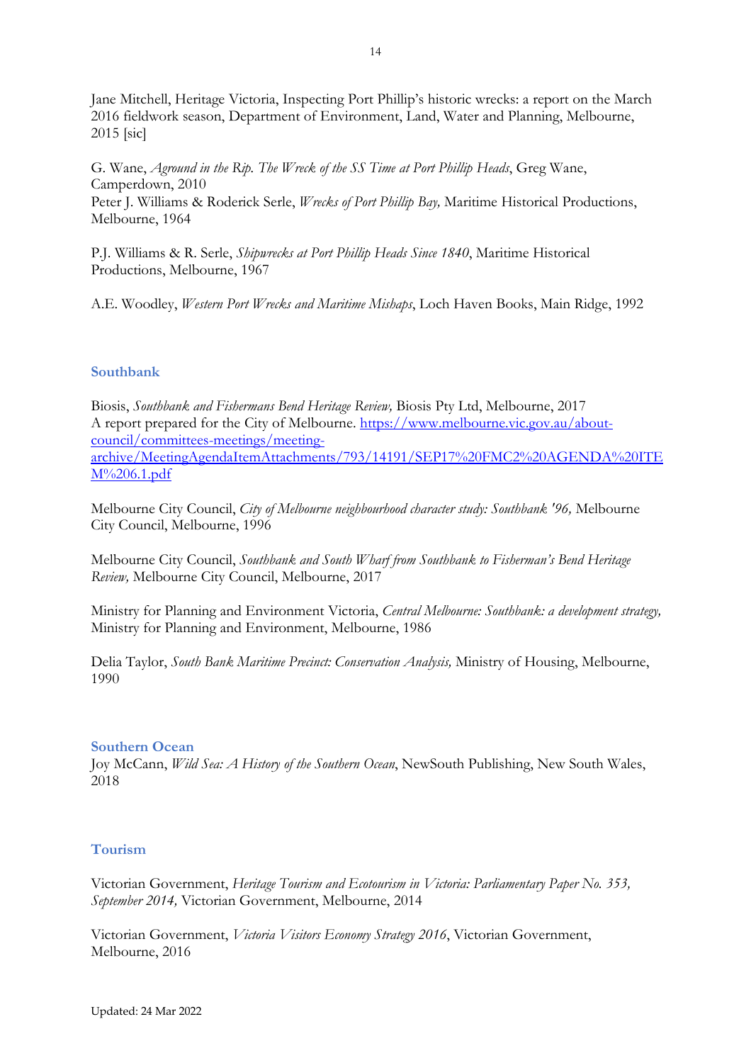Jane Mitchell, Heritage Victoria, Inspecting Port Phillip's historic wrecks: a report on the March 2016 fieldwork season, Department of Environment, Land, Water and Planning, Melbourne, 2015 [sic]

G. Wane, *Aground in the Rip. The Wreck of the SS Time at Port Phillip Heads*, Greg Wane, Camperdown, 2010
Peter J. Williams & Roderick Serle, *Wrecks of Port Phillip Bay,* Maritime Historical Productions, Melbourne, 1964

P.J. Williams & R. Serle, *Shipwrecks at Port Phillip Heads Since 1840*, Maritime Historical Productions, Melbourne, 1967

A.E. Woodley, *Western Port Wrecks and Maritime Mishaps*, Loch Haven Books, Main Ridge, 1992

## Southbank

Biosis, *Southbank and Fishermans Bend Heritage Review,* Biosis Pty Ltd, Melbourne, 2017
A report prepared for the City of Melbourne. https://www.melbourne.vic.gov.au/about-council/committees-meetings/meeting-archive/MeetingAgendaItemAttachments/793/14191/SEP17%20FMC2%20AGENDA%20ITEM%206.1.pdf

Melbourne City Council, *City of Melbourne neighbourhood character study: Southbank '96,* Melbourne City Council, Melbourne, 1996

Melbourne City Council, *Southbank and South Wharf from Southbank to Fisherman's Bend Heritage Review,* Melbourne City Council, Melbourne, 2017

Ministry for Planning and Environment Victoria, *Central Melbourne: Southbank: a development strategy,* Ministry for Planning and Environment, Melbourne, 1986

Delia Taylor, *South Bank Maritime Precinct: Conservation Analysis,* Ministry of Housing, Melbourne, 1990

## Southern Ocean

Joy McCann, *Wild Sea: A History of the Southern Ocean*, NewSouth Publishing, New South Wales, 2018

## Tourism

Victorian Government, *Heritage Tourism and Ecotourism in Victoria: Parliamentary Paper No. 353, September 2014,* Victorian Government, Melbourne, 2014

Victorian Government, *Victoria Visitors Economy Strategy 2016*, Victorian Government, Melbourne, 2016

Updated: 24 Mar 2022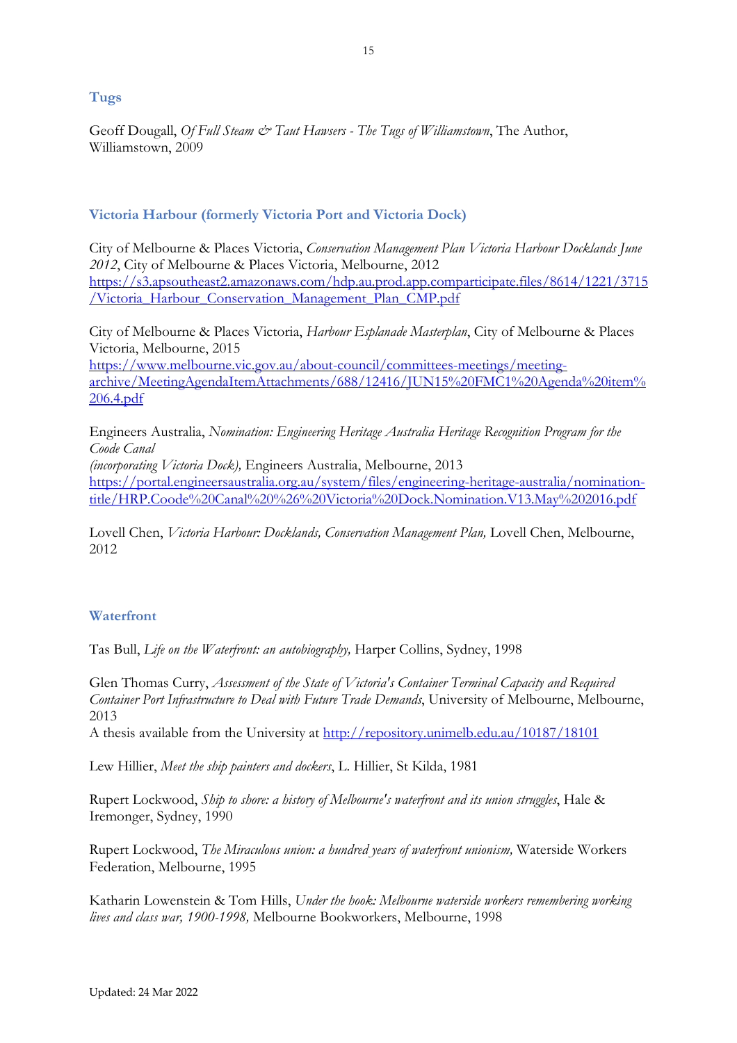## Tugs

Geoff Dougall, *Of Full Steam & Taut Hawsers - The Tugs of Williamstown*, The Author, Williamstown, 2009

## Victoria Harbour (formerly Victoria Port and Victoria Dock)

City of Melbourne & Places Victoria, *Conservation Management Plan Victoria Harbour Docklands June 2012*, City of Melbourne & Places Victoria, Melbourne, 2012
https://s3.apsoutheast2.amazonaws.com/hdp.au.prod.app.comparticipate.files/8614/1221/3715/Victoria_Harbour_Conservation_Management_Plan_CMP.pdf

City of Melbourne & Places Victoria, *Harbour Esplanade Masterplan*, City of Melbourne & Places Victoria, Melbourne, 2015
https://www.melbourne.vic.gov.au/about-council/committees-meetings/meeting-archive/MeetingAgendaItemAttachments/688/12416/JUN15%20FMC1%20Agenda%20item%206.4.pdf

Engineers Australia, *Nomination: Engineering Heritage Australia Heritage Recognition Program for the Coode Canal (incorporating Victoria Dock),* Engineers Australia, Melbourne, 2013
https://portal.engineersaustralia.org.au/system/files/engineering-heritage-australia/nomination-title/HRP.Coode%20Canal%20%26%20Victoria%20Dock.Nomination.V13.May%202016.pdf

Lovell Chen, *Victoria Harbour: Docklands, Conservation Management Plan,* Lovell Chen, Melbourne, 2012

## Waterfront

Tas Bull, *Life on the Waterfront: an autobiography,* Harper Collins, Sydney, 1998

Glen Thomas Curry, *Assessment of the State of Victoria's Container Terminal Capacity and Required Container Port Infrastructure to Deal with Future Trade Demands*, University of Melbourne, Melbourne, 2013
A thesis available from the University at http://repository.unimelb.edu.au/10187/18101

Lew Hillier, *Meet the ship painters and dockers*, L. Hillier, St Kilda, 1981

Rupert Lockwood, *Ship to shore: a history of Melbourne's waterfront and its union struggles*, Hale & Iremonger, Sydney, 1990

Rupert Lockwood, *The Miraculous union: a hundred years of waterfront unionism,* Waterside Workers Federation, Melbourne, 1995

Katharin Lowenstein & Tom Hills, *Under the hook: Melbourne waterside workers remembering working lives and class war, 1900-1998,* Melbourne Bookworkers, Melbourne, 1998

Updated: 24 Mar 2022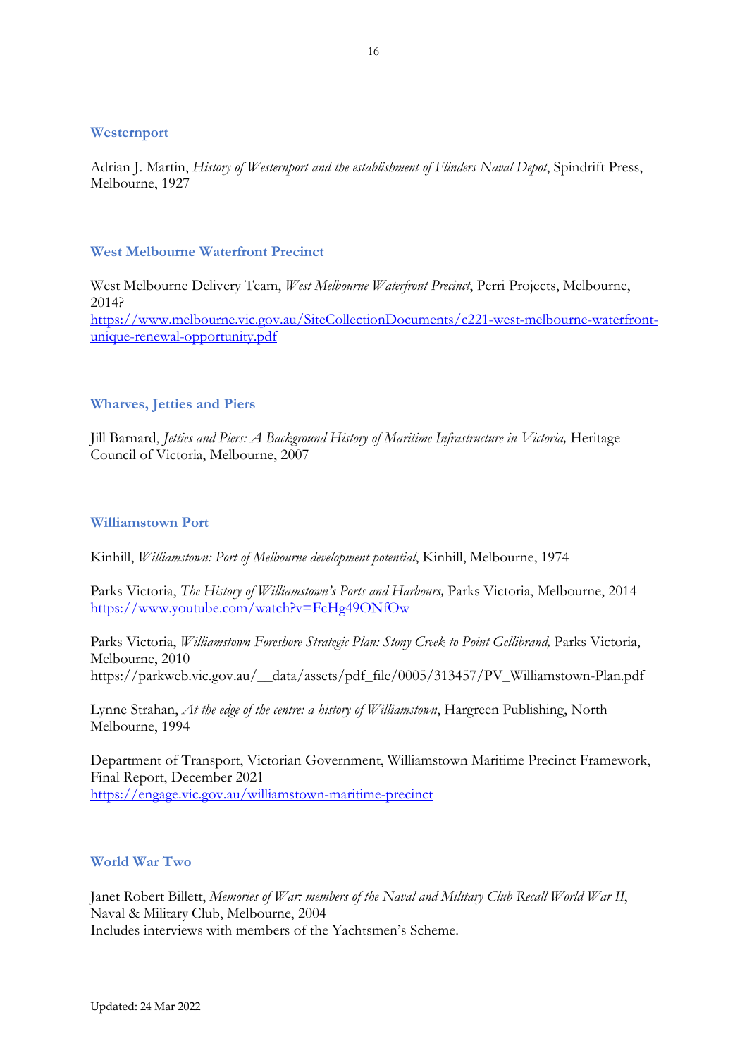### Westernport

Adrian J. Martin, *History of Westernport and the establishment of Flinders Naval Depot*, Spindrift Press, Melbourne, 1927

### West Melbourne Waterfront Precinct

West Melbourne Delivery Team, *West Melbourne Waterfront Precinct*, Perri Projects, Melbourne, 2014?
[https://www.melbourne.vic.gov.au/SiteCollectionDocuments/c221-west-melbourne-waterfront-unique-renewal-opportunity.pdf](https://www.melbourne.vic.gov.au/SiteCollectionDocuments/c221-west-melbourne-waterfront-unique-renewal-opportunity.pdf)

### Wharves, Jetties and Piers

Jill Barnard, *Jetties and Piers: A Background History of Maritime Infrastructure in Victoria,* Heritage Council of Victoria, Melbourne, 2007

### Williamstown Port

Kinhill, *Williamstown: Port of Melbourne development potential*, Kinhill, Melbourne, 1974

Parks Victoria, *The History of Williamstown's Ports and Harbours,* Parks Victoria, Melbourne, 2014
[https://www.youtube.com/watch?v=FcHg49ONfOw](https://www.youtube.com/watch?v=FcHg49ONfOw)

Parks Victoria, *Williamstown Foreshore Strategic Plan: Stony Creek to Point Gellibrand,* Parks Victoria, Melbourne, 2010
https://parkweb.vic.gov.au/__data/assets/pdf_file/0005/313457/PV_Williamstown-Plan.pdf

Lynne Strahan, *At the edge of the centre: a history of Williamstown*, Hargreen Publishing, North Melbourne, 1994

Department of Transport, Victorian Government, Williamstown Maritime Precinct Framework, Final Report, December 2021
[https://engage.vic.gov.au/williamstown-maritime-precinct](https://engage.vic.gov.au/williamstown-maritime-precinct)

### World War Two

Janet Robert Billett, *Memories of War: members of the Naval and Military Club Recall World War II*, Naval & Military Club, Melbourne, 2004
Includes interviews with members of the Yachtsmen's Scheme.

Updated: 24 Mar 2022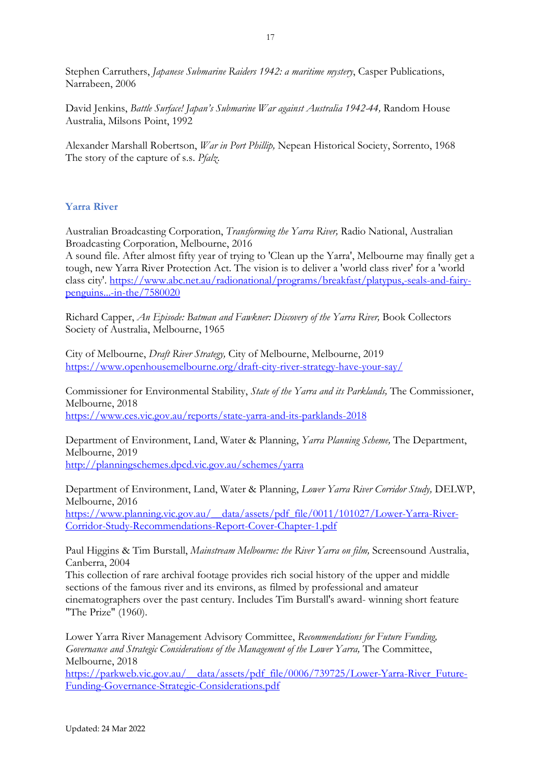Stephen Carruthers, *Japanese Submarine Raiders 1942: a maritime mystery*, Casper Publications, Narrabeen, 2006

David Jenkins, *Battle Surface! Japan's Submarine War against Australia 1942-44,* Random House Australia, Milsons Point, 1992

Alexander Marshall Robertson, *War in Port Phillip,* Nepean Historical Society, Sorrento, 1968
The story of the capture of s.s. *Pfalz.*

## Yarra River

Australian Broadcasting Corporation, *Transforming the Yarra River,* Radio National, Australian Broadcasting Corporation, Melbourne, 2016
A sound file. After almost fifty year of trying to 'Clean up the Yarra', Melbourne may finally get a tough, new Yarra River Protection Act. The vision is to deliver a 'world class river' for a 'world class city'. https://www.abc.net.au/radionational/programs/breakfast/platypus,-seals-and-fairy-penguins...-in-the/7580020

Richard Capper, *An Episode: Batman and Fawkner: Discovery of the Yarra River,* Book Collectors Society of Australia, Melbourne, 1965

City of Melbourne, *Draft River Strategy,* City of Melbourne, Melbourne, 2019
https://www.openhousemelbourne.org/draft-city-river-strategy-have-your-say/

Commissioner for Environmental Stability, *State of the Yarra and its Parklands,* The Commissioner, Melbourne, 2018
https://www.ces.vic.gov.au/reports/state-yarra-and-its-parklands-2018

Department of Environment, Land, Water & Planning, *Yarra Planning Scheme,* The Department, Melbourne, 2019
http://planningschemes.dpcd.vic.gov.au/schemes/yarra

Department of Environment, Land, Water & Planning, *Lower Yarra River Corridor Study,* DELWP, Melbourne, 2016
https://www.planning.vic.gov.au/__data/assets/pdf_file/0011/101027/Lower-Yarra-River-Corridor-Study-Recommendations-Report-Cover-Chapter-1.pdf

Paul Higgins & Tim Burstall, *Mainstream Melbourne: the River Yarra on film,* Screensound Australia, Canberra, 2004
This collection of rare archival footage provides rich social history of the upper and middle sections of the famous river and its environs, as filmed by professional and amateur cinematographers over the past century. Includes Tim Burstall's award- winning short feature "The Prize" (1960).

Lower Yarra River Management Advisory Committee, *Recommendations for Future Funding, Governance and Strategic Considerations of the Management of the Lower Yarra,* The Committee, Melbourne, 2018
https://parkweb.vic.gov.au/__data/assets/pdf_file/0006/739725/Lower-Yarra-River_Future-Funding-Governance-Strategic-Considerations.pdf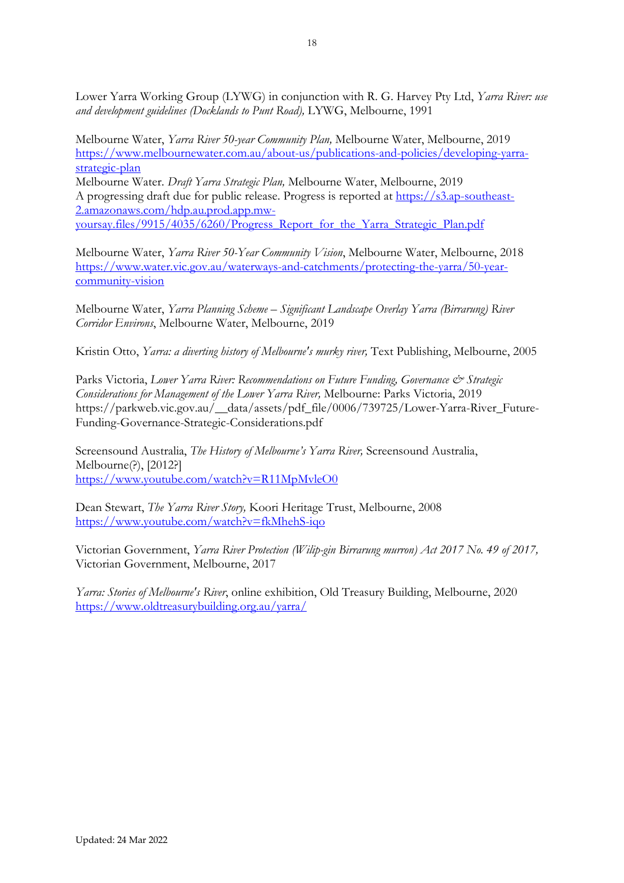Lower Yarra Working Group (LYWG) in conjunction with R. G. Harvey Pty Ltd, *Yarra River: use and development guidelines (Docklands to Punt Road),* LYWG, Melbourne, 1991

Melbourne Water, *Yarra River 50-year Community Plan,* Melbourne Water, Melbourne, 2019
https://www.melbournewater.com.au/about-us/publications-and-policies/developing-yarra-strategic-plan
Melbourne Water. *Draft Yarra Strategic Plan,* Melbourne Water, Melbourne, 2019
A progressing draft due for public release. Progress is reported at https://s3.ap-southeast-2.amazonaws.com/hdp.au.prod.app.mw-yoursay.files/9915/4035/6260/Progress_Report_for_the_Yarra_Strategic_Plan.pdf

Melbourne Water, *Yarra River 50-Year Community Vision*, Melbourne Water, Melbourne, 2018
https://www.water.vic.gov.au/waterways-and-catchments/protecting-the-yarra/50-year-community-vision

Melbourne Water, *Yarra Planning Scheme – Significant Landscape Overlay Yarra (Birrarung) River Corridor Environs*, Melbourne Water, Melbourne, 2019

Kristin Otto, *Yarra: a diverting history of Melbourne's murky river,* Text Publishing, Melbourne, 2005

Parks Victoria, *Lower Yarra River: Recommendations on Future Funding, Governance & Strategic Considerations for Management of the Lower Yarra River,* Melbourne: Parks Victoria, 2019
https://parkweb.vic.gov.au/__data/assets/pdf_file/0006/739725/Lower-Yarra-River_Future-Funding-Governance-Strategic-Considerations.pdf

Screensound Australia, *The History of Melbourne's Yarra River,* Screensound Australia, Melbourne(?), [2012?]
https://www.youtube.com/watch?v=R11MpMvleO0

Dean Stewart, *The Yarra River Story,* Koori Heritage Trust, Melbourne, 2008
https://www.youtube.com/watch?v=fkMhehS-iqo

Victorian Government, *Yarra River Protection (Wilip-gin Birrarung murron) Act 2017 No. 49 of 2017,* Victorian Government, Melbourne, 2017

*Yarra: Stories of Melbourne's River*, online exhibition, Old Treasury Building, Melbourne, 2020
https://www.oldtreasurybuilding.org.au/yarra/

Updated: 24 Mar 2022